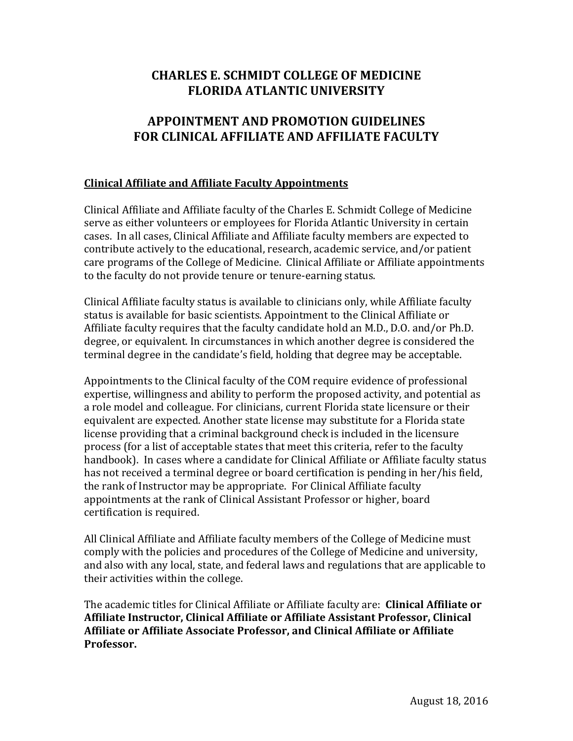# CHARLES E. SCHMIDT COLLEGE OF MEDICINE
# FLORIDA ATLANTIC UNIVERSITY

## APPOINTMENT AND PROMOTION GUIDELINES FOR CLINICAL AFFILIATE AND AFFILIATE FACULTY

### Clinical Affiliate and Affiliate Faculty Appointments

Clinical Affiliate and Affiliate faculty of the Charles E. Schmidt College of Medicine serve as either volunteers or employees for Florida Atlantic University in certain cases. In all cases, Clinical Affiliate and Affiliate faculty members are expected to contribute actively to the educational, research, academic service, and/or patient care programs of the College of Medicine. Clinical Affiliate or Affiliate appointments to the faculty do not provide tenure or tenure-earning status.

Clinical Affiliate faculty status is available to clinicians only, while Affiliate faculty status is available for basic scientists. Appointment to the Clinical Affiliate or Affiliate faculty requires that the faculty candidate hold an M.D., D.O. and/or Ph.D. degree, or equivalent. In circumstances in which another degree is considered the terminal degree in the candidate's field, holding that degree may be acceptable.

Appointments to the Clinical faculty of the COM require evidence of professional expertise, willingness and ability to perform the proposed activity, and potential as a role model and colleague. For clinicians, current Florida state licensure or their equivalent are expected. Another state license may substitute for a Florida state license providing that a criminal background check is included in the licensure process (for a list of acceptable states that meet this criteria, refer to the faculty handbook). In cases where a candidate for Clinical Affiliate or Affiliate faculty status has not received a terminal degree or board certification is pending in her/his field, the rank of Instructor may be appropriate. For Clinical Affiliate faculty appointments at the rank of Clinical Assistant Professor or higher, board certification is required.

All Clinical Affiliate and Affiliate faculty members of the College of Medicine must comply with the policies and procedures of the College of Medicine and university, and also with any local, state, and federal laws and regulations that are applicable to their activities within the college.

The academic titles for Clinical Affiliate or Affiliate faculty are: **Clinical Affiliate or Affiliate Instructor, Clinical Affiliate or Affiliate Assistant Professor, Clinical Affiliate or Affiliate Associate Professor, and Clinical Affiliate or Affiliate Professor.**

August 18, 2016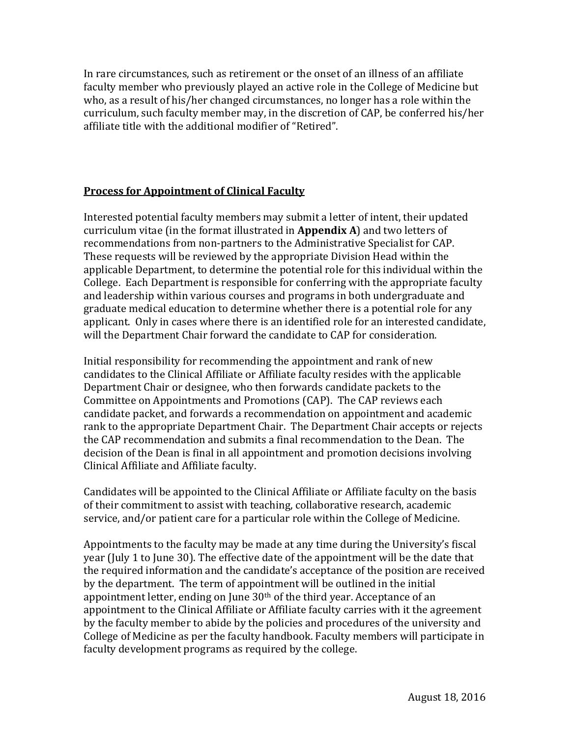In rare circumstances, such as retirement or the onset of an illness of an affiliate faculty member who previously played an active role in the College of Medicine but who, as a result of his/her changed circumstances, no longer has a role within the curriculum, such faculty member may, in the discretion of CAP, be conferred his/her affiliate title with the additional modifier of "Retired".

## **Process for Appointment of Clinical Faculty**

Interested potential faculty members may submit a letter of intent, their updated curriculum vitae (in the format illustrated in **Appendix A**) and two letters of recommendations from non-partners to the Administrative Specialist for CAP. These requests will be reviewed by the appropriate Division Head within the applicable Department, to determine the potential role for this individual within the College. Each Department is responsible for conferring with the appropriate faculty and leadership within various courses and programs in both undergraduate and graduate medical education to determine whether there is a potential role for any applicant. Only in cases where there is an identified role for an interested candidate, will the Department Chair forward the candidate to CAP for consideration.

Initial responsibility for recommending the appointment and rank of new candidates to the Clinical Affiliate or Affiliate faculty resides with the applicable Department Chair or designee, who then forwards candidate packets to the Committee on Appointments and Promotions (CAP). The CAP reviews each candidate packet, and forwards a recommendation on appointment and academic rank to the appropriate Department Chair. The Department Chair accepts or rejects the CAP recommendation and submits a final recommendation to the Dean. The decision of the Dean is final in all appointment and promotion decisions involving Clinical Affiliate and Affiliate faculty.

Candidates will be appointed to the Clinical Affiliate or Affiliate faculty on the basis of their commitment to assist with teaching, collaborative research, academic service, and/or patient care for a particular role within the College of Medicine.

Appointments to the faculty may be made at any time during the University's fiscal year (July 1 to June 30). The effective date of the appointment will be the date that the required information and the candidate's acceptance of the position are received by the department. The term of appointment will be outlined in the initial appointment letter, ending on June 30th of the third year. Acceptance of an appointment to the Clinical Affiliate or Affiliate faculty carries with it the agreement by the faculty member to abide by the policies and procedures of the university and College of Medicine as per the faculty handbook. Faculty members will participate in faculty development programs as required by the college.

August 18, 2016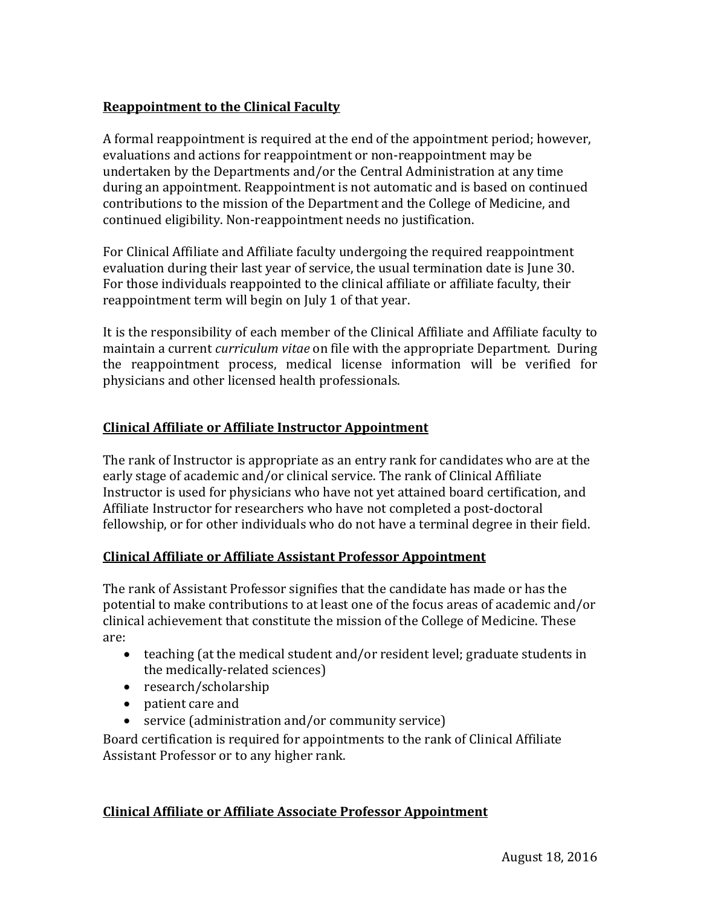**Reappointment to the Clinical Faculty**

A formal reappointment is required at the end of the appointment period; however, evaluations and actions for reappointment or non-reappointment may be undertaken by the Departments and/or the Central Administration at any time during an appointment. Reappointment is not automatic and is based on continued contributions to the mission of the Department and the College of Medicine, and continued eligibility. Non-reappointment needs no justification.

For Clinical Affiliate and Affiliate faculty undergoing the required reappointment evaluation during their last year of service, the usual termination date is June 30. For those individuals reappointed to the clinical affiliate or affiliate faculty, their reappointment term will begin on July 1 of that year.

It is the responsibility of each member of the Clinical Affiliate and Affiliate faculty to maintain a current *curriculum vitae* on file with the appropriate Department. During the reappointment process, medical license information will be verified for physicians and other licensed health professionals.

**Clinical Affiliate or Affiliate Instructor Appointment**

The rank of Instructor is appropriate as an entry rank for candidates who are at the early stage of academic and/or clinical service. The rank of Clinical Affiliate Instructor is used for physicians who have not yet attained board certification, and Affiliate Instructor for researchers who have not completed a post-doctoral fellowship, or for other individuals who do not have a terminal degree in their field.

**Clinical Affiliate or Affiliate Assistant Professor Appointment**

The rank of Assistant Professor signifies that the candidate has made or has the potential to make contributions to at least one of the focus areas of academic and/or clinical achievement that constitute the mission of the College of Medicine. These are:

- teaching (at the medical student and/or resident level; graduate students in the medically-related sciences)
- research/scholarship
- patient care and
- service (administration and/or community service)

Board certification is required for appointments to the rank of Clinical Affiliate Assistant Professor or to any higher rank.

**Clinical Affiliate or Affiliate Associate Professor Appointment**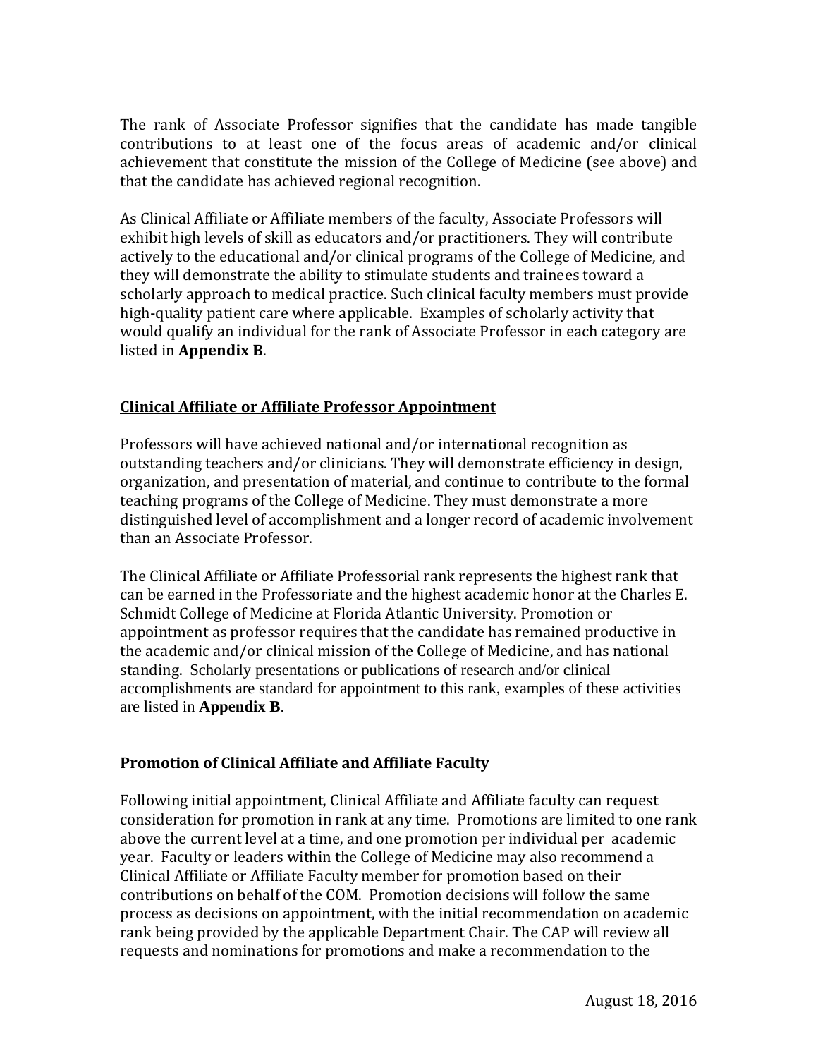The rank of Associate Professor signifies that the candidate has made tangible contributions to at least one of the focus areas of academic and/or clinical achievement that constitute the mission of the College of Medicine (see above) and that the candidate has achieved regional recognition.

As Clinical Affiliate or Affiliate members of the faculty, Associate Professors will exhibit high levels of skill as educators and/or practitioners. They will contribute actively to the educational and/or clinical programs of the College of Medicine, and they will demonstrate the ability to stimulate students and trainees toward a scholarly approach to medical practice. Such clinical faculty members must provide high-quality patient care where applicable. Examples of scholarly activity that would qualify an individual for the rank of Associate Professor in each category are listed in **Appendix B**.

## Clinical Affiliate or Affiliate Professor Appointment

Professors will have achieved national and/or international recognition as outstanding teachers and/or clinicians. They will demonstrate efficiency in design, organization, and presentation of material, and continue to contribute to the formal teaching programs of the College of Medicine. They must demonstrate a more distinguished level of accomplishment and a longer record of academic involvement than an Associate Professor.

The Clinical Affiliate or Affiliate Professorial rank represents the highest rank that can be earned in the Professoriate and the highest academic honor at the Charles E. Schmidt College of Medicine at Florida Atlantic University. Promotion or appointment as professor requires that the candidate has remained productive in the academic and/or clinical mission of the College of Medicine, and has national standing. Scholarly presentations or publications of research and/or clinical accomplishments are standard for appointment to this rank, examples of these activities are listed in **Appendix B**.

## Promotion of Clinical Affiliate and Affiliate Faculty

Following initial appointment, Clinical Affiliate and Affiliate faculty can request consideration for promotion in rank at any time. Promotions are limited to one rank above the current level at a time, and one promotion per individual per academic year. Faculty or leaders within the College of Medicine may also recommend a Clinical Affiliate or Affiliate Faculty member for promotion based on their contributions on behalf of the COM. Promotion decisions will follow the same process as decisions on appointment, with the initial recommendation on academic rank being provided by the applicable Department Chair. The CAP will review all requests and nominations for promotions and make a recommendation to the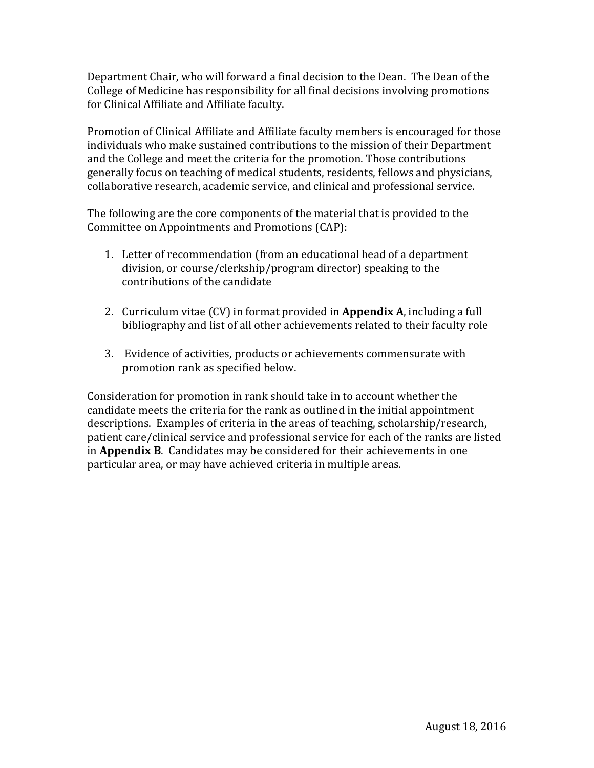Department Chair, who will forward a final decision to the Dean. The Dean of the College of Medicine has responsibility for all final decisions involving promotions for Clinical Affiliate and Affiliate faculty.

Promotion of Clinical Affiliate and Affiliate faculty members is encouraged for those individuals who make sustained contributions to the mission of their Department and the College and meet the criteria for the promotion. Those contributions generally focus on teaching of medical students, residents, fellows and physicians, collaborative research, academic service, and clinical and professional service.

The following are the core components of the material that is provided to the Committee on Appointments and Promotions (CAP):

1. Letter of recommendation (from an educational head of a department division, or course/clerkship/program director) speaking to the contributions of the candidate

2. Curriculum vitae (CV) in format provided in **Appendix A**, including a full bibliography and list of all other achievements related to their faculty role

3. Evidence of activities, products or achievements commensurate with promotion rank as specified below.

Consideration for promotion in rank should take in to account whether the candidate meets the criteria for the rank as outlined in the initial appointment descriptions. Examples of criteria in the areas of teaching, scholarship/research, patient care/clinical service and professional service for each of the ranks are listed in **Appendix B**. Candidates may be considered for their achievements in one particular area, or may have achieved criteria in multiple areas.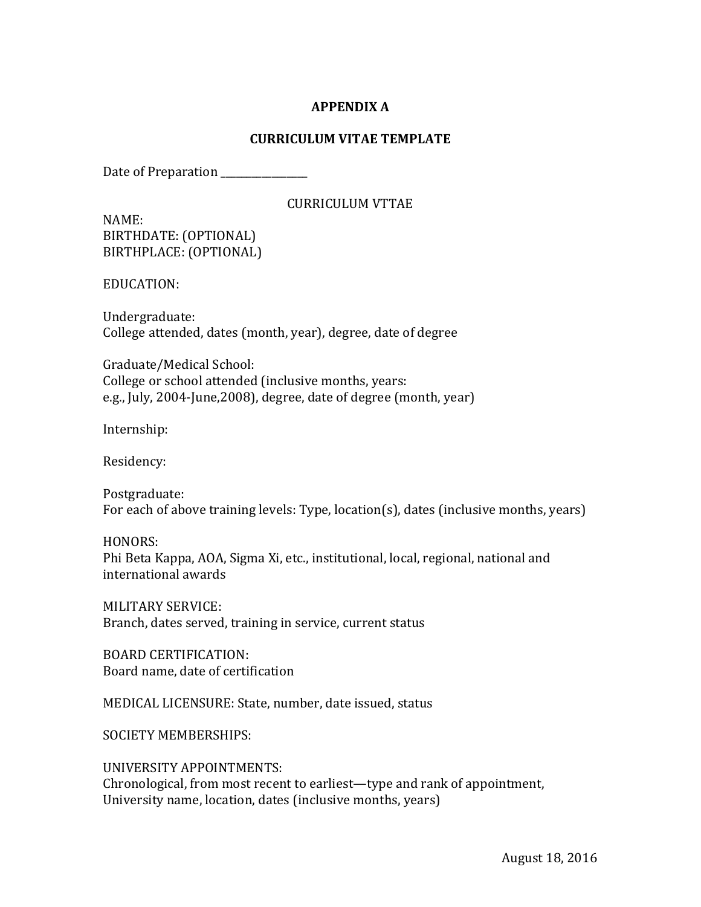**APPENDIX A**

**CURRICULUM VITAE TEMPLATE**

Date of Preparation ________________

CURRICULUM VTTAE

NAME:
BIRTHDATE: (OPTIONAL)
BIRTHPLACE: (OPTIONAL)

EDUCATION:

Undergraduate:
College attended, dates (month, year), degree, date of degree

Graduate/Medical School:
College or school attended (inclusive months, years:
e.g., July, 2004-June,2008), degree, date of degree (month, year)

Internship:

Residency:

Postgraduate:
For each of above training levels: Type, location(s), dates (inclusive months, years)

HONORS:
Phi Beta Kappa, AOA, Sigma Xi, etc., institutional, local, regional, national and international awards

MILITARY SERVICE:
Branch, dates served, training in service, current status

BOARD CERTIFICATION:
Board name, date of certification

MEDICAL LICENSURE: State, number, date issued, status

SOCIETY MEMBERSHIPS:

UNIVERSITY APPOINTMENTS:
Chronological, from most recent to earliest—type and rank of appointment, University name, location, dates (inclusive months, years)

August 18, 2016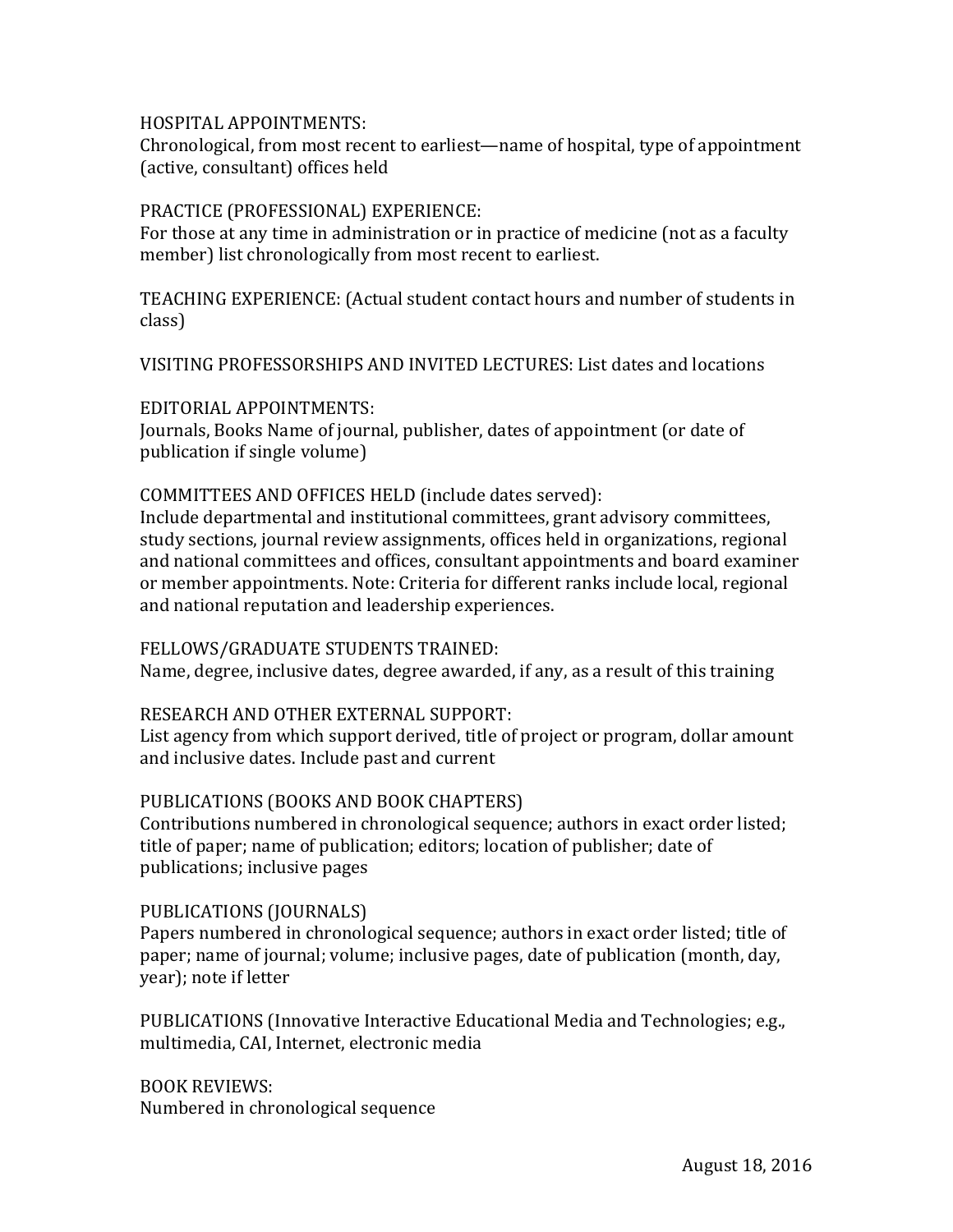HOSPITAL APPOINTMENTS:
Chronological, from most recent to earliest—name of hospital, type of appointment (active, consultant) offices held

PRACTICE (PROFESSIONAL) EXPERIENCE:
For those at any time in administration or in practice of medicine (not as a faculty member) list chronologically from most recent to earliest.

TEACHING EXPERIENCE: (Actual student contact hours and number of students in class)

VISITING PROFESSORSHIPS AND INVITED LECTURES: List dates and locations

EDITORIAL APPOINTMENTS:
Journals, Books Name of journal, publisher, dates of appointment (or date of publication if single volume)

COMMITTEES AND OFFICES HELD (include dates served):
Include departmental and institutional committees, grant advisory committees, study sections, journal review assignments, offices held in organizations, regional and national committees and offices, consultant appointments and board examiner or member appointments. Note: Criteria for different ranks include local, regional and national reputation and leadership experiences.

FELLOWS/GRADUATE STUDENTS TRAINED:
Name, degree, inclusive dates, degree awarded, if any, as a result of this training

RESEARCH AND OTHER EXTERNAL SUPPORT:
List agency from which support derived, title of project or program, dollar amount and inclusive dates. Include past and current

PUBLICATIONS (BOOKS AND BOOK CHAPTERS)
Contributions numbered in chronological sequence; authors in exact order listed; title of paper; name of publication; editors; location of publisher; date of publications; inclusive pages

PUBLICATIONS (JOURNALS)
Papers numbered in chronological sequence; authors in exact order listed; title of paper; name of journal; volume; inclusive pages, date of publication (month, day, year); note if letter

PUBLICATIONS (Innovative Interactive Educational Media and Technologies; e.g., multimedia, CAI, Internet, electronic media

BOOK REVIEWS:
Numbered in chronological sequence

August 18, 2016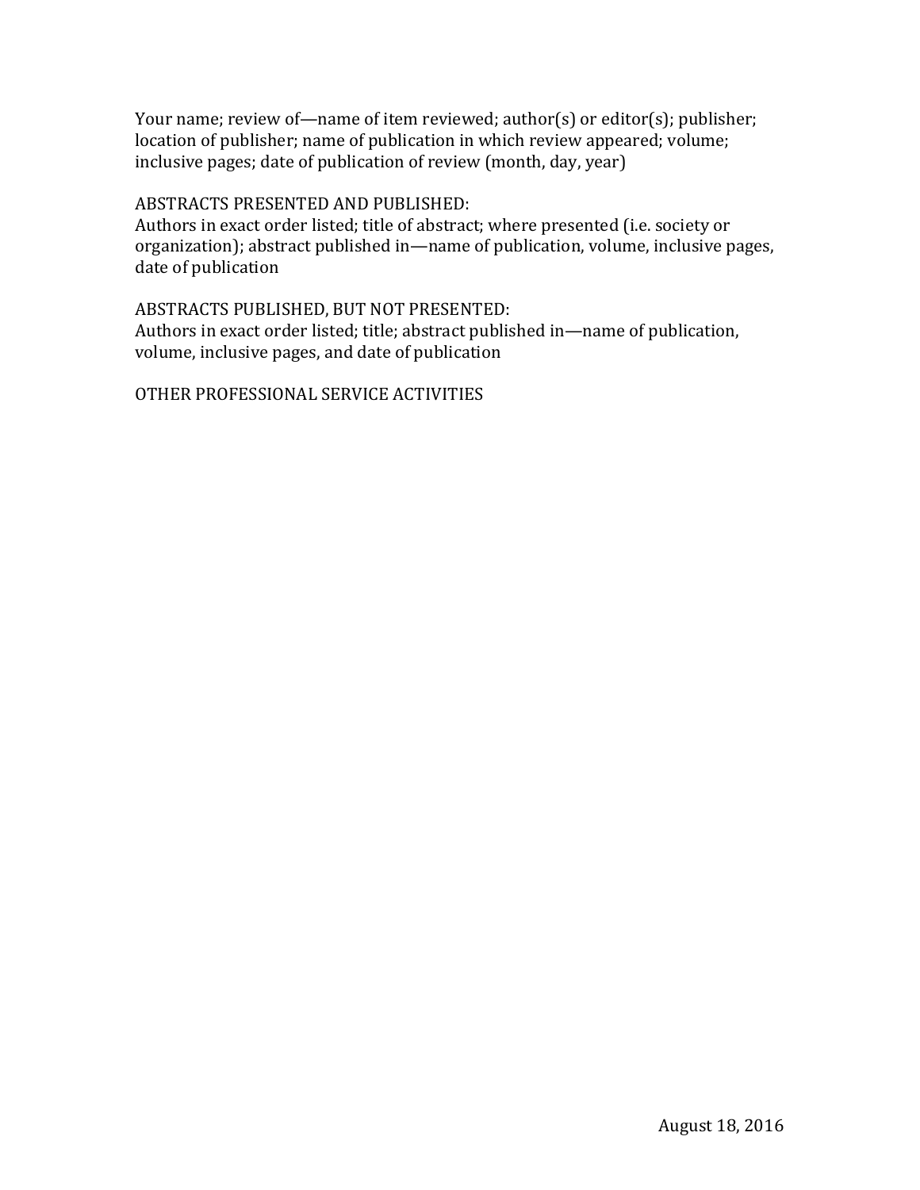Your name; review of—name of item reviewed; author(s) or editor(s); publisher; location of publisher; name of publication in which review appeared; volume; inclusive pages; date of publication of review (month, day, year)

ABSTRACTS PRESENTED AND PUBLISHED:
Authors in exact order listed; title of abstract; where presented (i.e. society or organization); abstract published in—name of publication, volume, inclusive pages, date of publication

ABSTRACTS PUBLISHED, BUT NOT PRESENTED:
Authors in exact order listed; title; abstract published in—name of publication, volume, inclusive pages, and date of publication

OTHER PROFESSIONAL SERVICE ACTIVITIES

August 18, 2016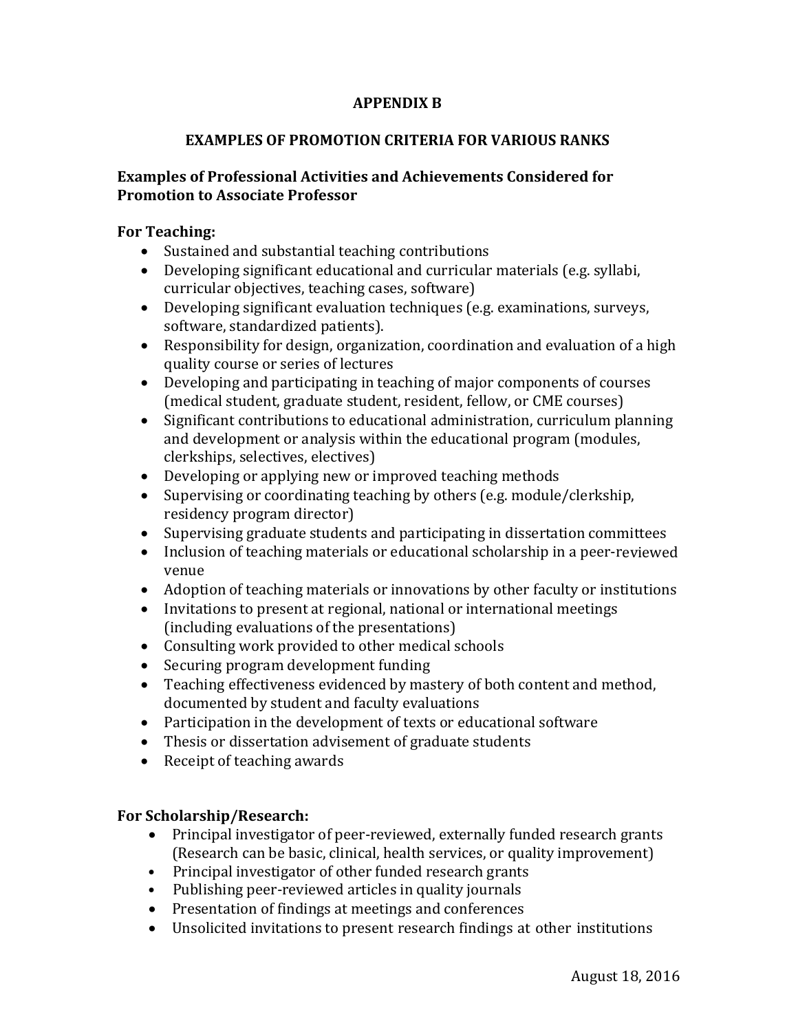# APPENDIX B

## EXAMPLES OF PROMOTION CRITERIA FOR VARIOUS RANKS

### Examples of Professional Activities and Achievements Considered for Promotion to Associate Professor

**For Teaching:**

- Sustained and substantial teaching contributions
- Developing significant educational and curricular materials (e.g. syllabi, curricular objectives, teaching cases, software)
- Developing significant evaluation techniques (e.g. examinations, surveys, software, standardized patients).
- Responsibility for design, organization, coordination and evaluation of a high quality course or series of lectures
- Developing and participating in teaching of major components of courses (medical student, graduate student, resident, fellow, or CME courses)
- Significant contributions to educational administration, curriculum planning and development or analysis within the educational program (modules, clerkships, selectives, electives)
- Developing or applying new or improved teaching methods
- Supervising or coordinating teaching by others (e.g. module/clerkship, residency program director)
- Supervising graduate students and participating in dissertation committees
- Inclusion of teaching materials or educational scholarship in a peer-reviewed venue
- Adoption of teaching materials or innovations by other faculty or institutions
- Invitations to present at regional, national or international meetings (including evaluations of the presentations)
- Consulting work provided to other medical schools
- Securing program development funding
- Teaching effectiveness evidenced by mastery of both content and method, documented by student and faculty evaluations
- Participation in the development of texts or educational software
- Thesis or dissertation advisement of graduate students
- Receipt of teaching awards

**For Scholarship/Research:**

- Principal investigator of peer-reviewed, externally funded research grants (Research can be basic, clinical, health services, or quality improvement)
- Principal investigator of other funded research grants
- Publishing peer-reviewed articles in quality journals
- Presentation of findings at meetings and conferences
- Unsolicited invitations to present research findings at other institutions

August 18, 2016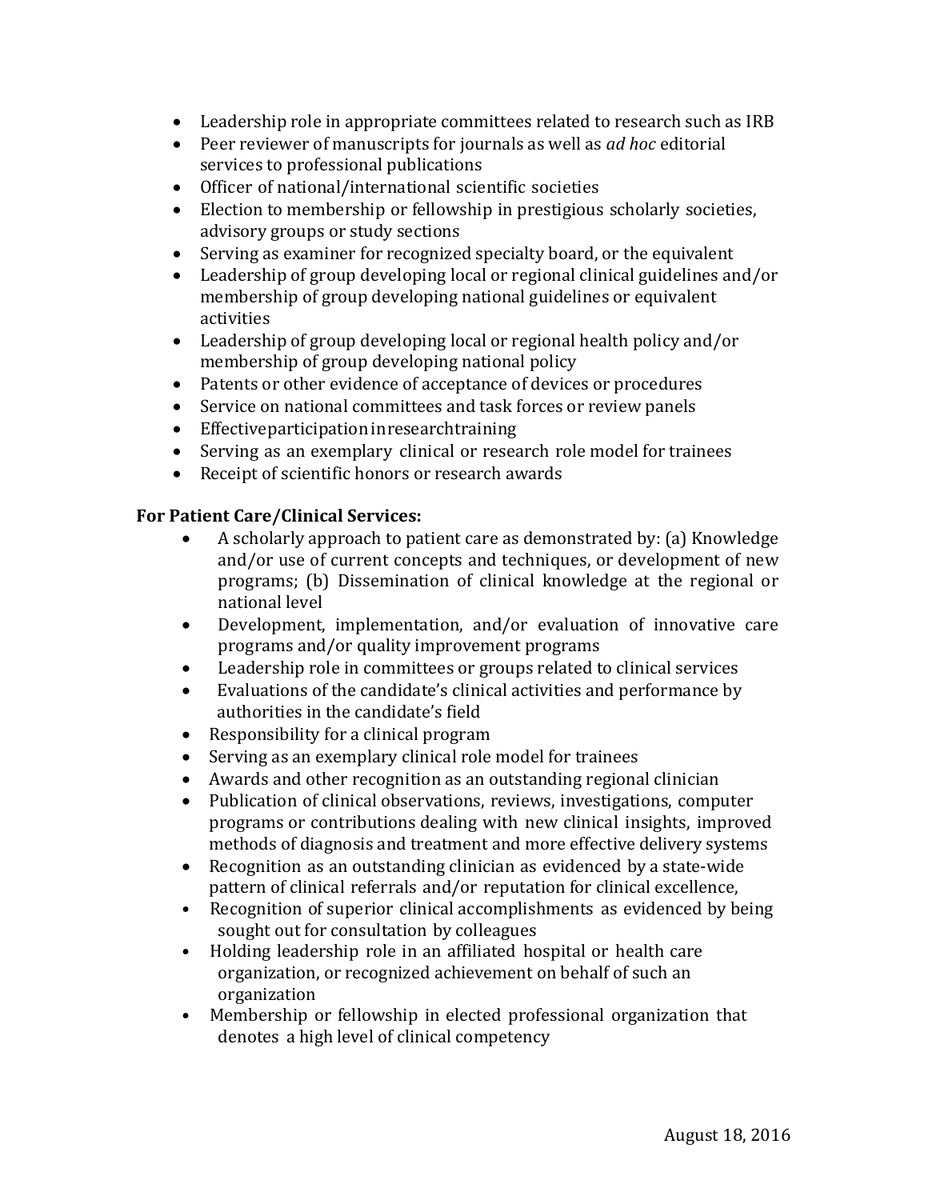- Leadership role in appropriate committees related to research such as IRB
- Peer reviewer of manuscripts for journals as well as *ad hoc* editorial services to professional publications
- Officer of national/international scientific societies
- Election to membership or fellowship in prestigious scholarly societies, advisory groups or study sections
- Serving as examiner for recognized specialty board, or the equivalent
- Leadership of group developing local or regional clinical guidelines and/or membership of group developing national guidelines or equivalent activities
- Leadership of group developing local or regional health policy and/or membership of group developing national policy
- Patents or other evidence of acceptance of devices or procedures
- Service on national committees and task forces or review panels
- Effective participation in research training
- Serving as an exemplary clinical or research role model for trainees
- Receipt of scientific honors or research awards

**For Patient Care/Clinical Services:**

- A scholarly approach to patient care as demonstrated by: (a) Knowledge and/or use of current concepts and techniques, or development of new programs; (b) Dissemination of clinical knowledge at the regional or national level
- Development, implementation, and/or evaluation of innovative care programs and/or quality improvement programs
- Leadership role in committees or groups related to clinical services
- Evaluations of the candidate's clinical activities and performance by authorities in the candidate's field
- Responsibility for a clinical program
- Serving as an exemplary clinical role model for trainees
- Awards and other recognition as an outstanding regional clinician
- Publication of clinical observations, reviews, investigations, computer programs or contributions dealing with new clinical insights, improved methods of diagnosis and treatment and more effective delivery systems
- Recognition as an outstanding clinician as evidenced by a state-wide pattern of clinical referrals and/or reputation for clinical excellence,
- Recognition of superior clinical accomplishments as evidenced by being sought out for consultation by colleagues
- Holding leadership role in an affiliated hospital or health care organization, or recognized achievement on behalf of such an organization
- Membership or fellowship in elected professional organization that denotes a high level of clinical competency

August 18, 2016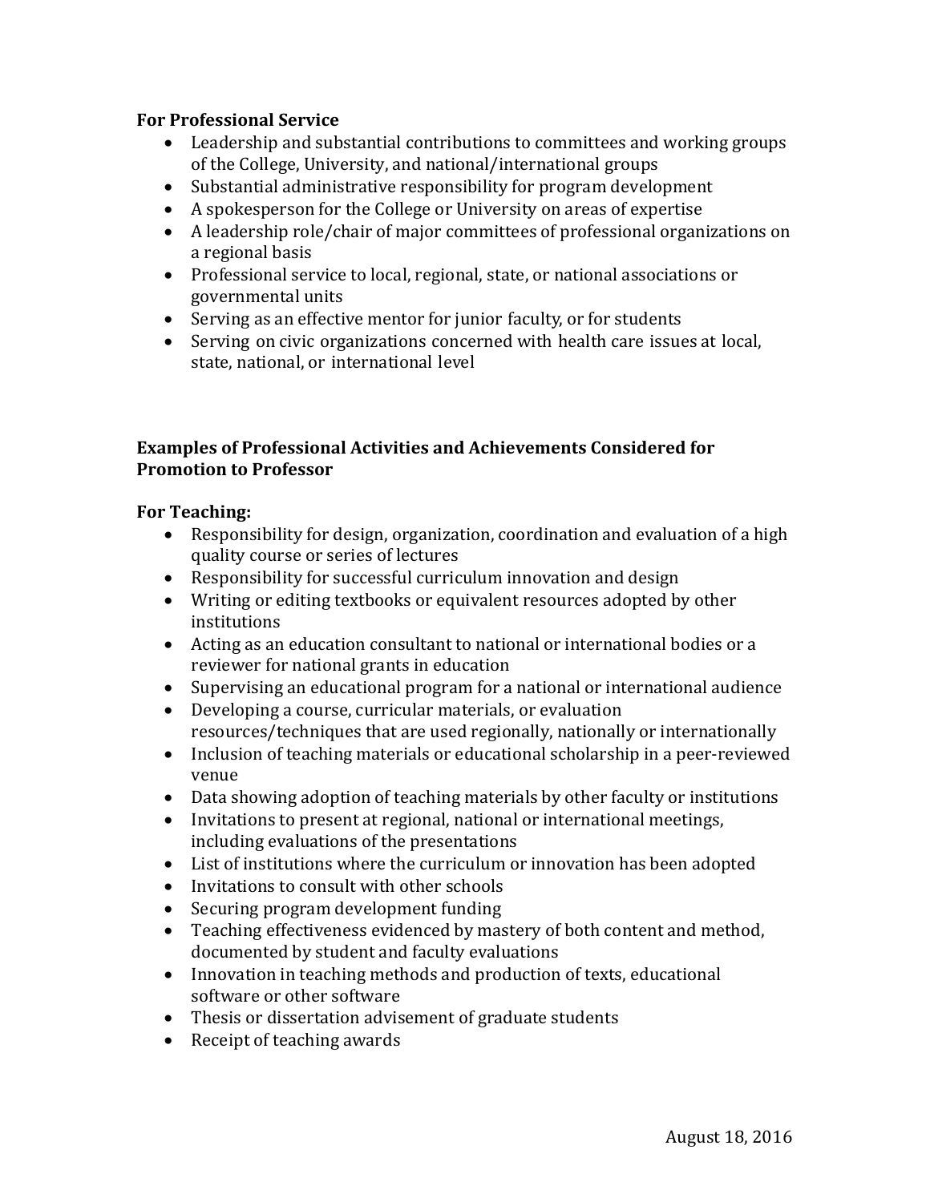**For Professional Service**

- Leadership and substantial contributions to committees and working groups of the College, University, and national/international groups
- Substantial administrative responsibility for program development
- A spokesperson for the College or University on areas of expertise
- A leadership role/chair of major committees of professional organizations on a regional basis
- Professional service to local, regional, state, or national associations or governmental units
- Serving as an effective mentor for junior faculty, or for students
- Serving on civic organizations concerned with health care issues at local, state, national, or international level

**Examples of Professional Activities and Achievements Considered for Promotion to Professor**

**For Teaching:**

- Responsibility for design, organization, coordination and evaluation of a high quality course or series of lectures
- Responsibility for successful curriculum innovation and design
- Writing or editing textbooks or equivalent resources adopted by other institutions
- Acting as an education consultant to national or international bodies or a reviewer for national grants in education
- Supervising an educational program for a national or international audience
- Developing a course, curricular materials, or evaluation resources/techniques that are used regionally, nationally or internationally
- Inclusion of teaching materials or educational scholarship in a peer-reviewed venue
- Data showing adoption of teaching materials by other faculty or institutions
- Invitations to present at regional, national or international meetings, including evaluations of the presentations
- List of institutions where the curriculum or innovation has been adopted
- Invitations to consult with other schools
- Securing program development funding
- Teaching effectiveness evidenced by mastery of both content and method, documented by student and faculty evaluations
- Innovation in teaching methods and production of texts, educational software or other software
- Thesis or dissertation advisement of graduate students
- Receipt of teaching awards

August 18, 2016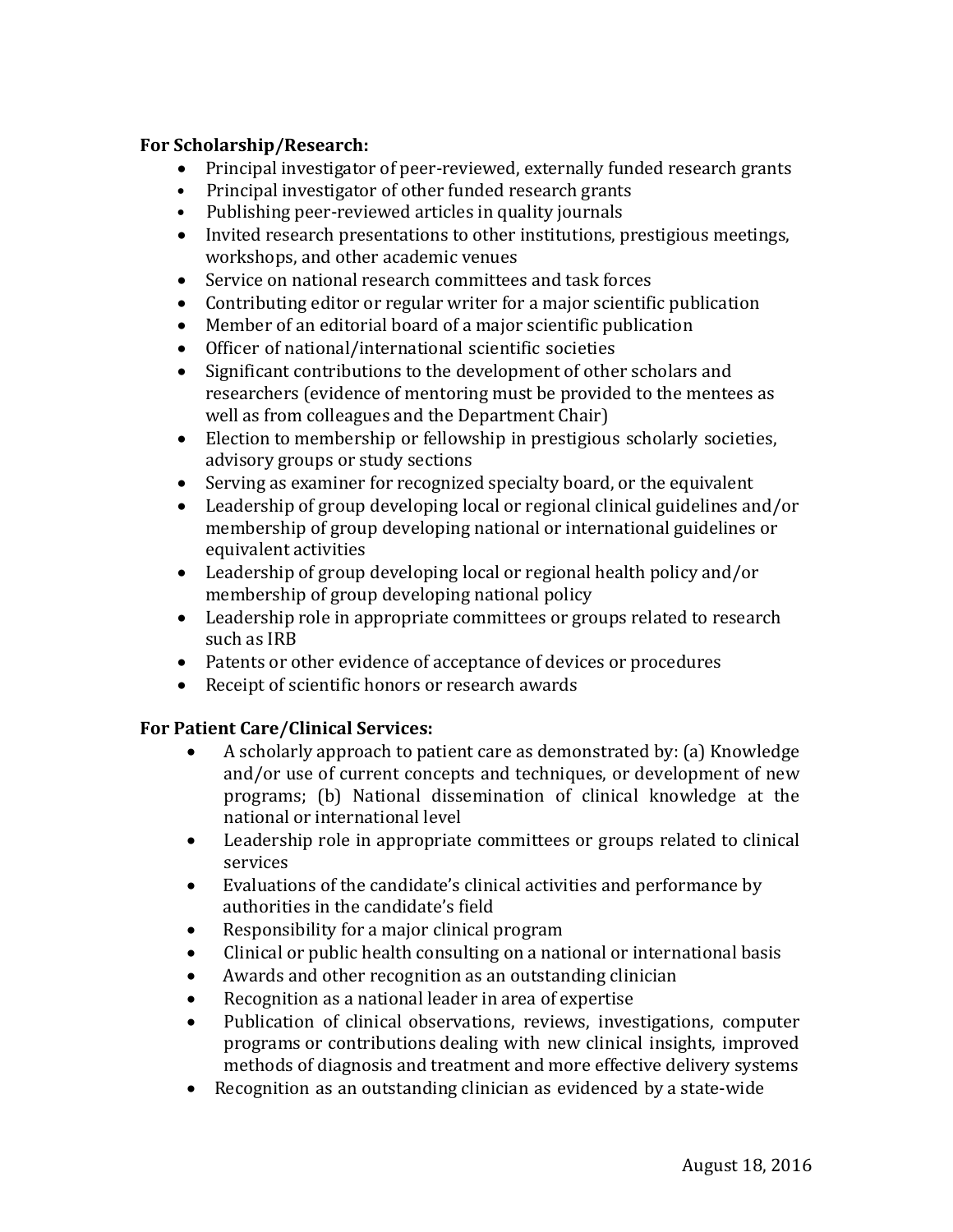**For Scholarship/Research:**

- Principal investigator of peer-reviewed, externally funded research grants
- Principal investigator of other funded research grants
- Publishing peer-reviewed articles in quality journals
- Invited research presentations to other institutions, prestigious meetings, workshops, and other academic venues
- Service on national research committees and task forces
- Contributing editor or regular writer for a major scientific publication
- Member of an editorial board of a major scientific publication
- Officer of national/international scientific societies
- Significant contributions to the development of other scholars and researchers (evidence of mentoring must be provided to the mentees as well as from colleagues and the Department Chair)
- Election to membership or fellowship in prestigious scholarly societies, advisory groups or study sections
- Serving as examiner for recognized specialty board, or the equivalent
- Leadership of group developing local or regional clinical guidelines and/or membership of group developing national or international guidelines or equivalent activities
- Leadership of group developing local or regional health policy and/or membership of group developing national policy
- Leadership role in appropriate committees or groups related to research such as IRB
- Patents or other evidence of acceptance of devices or procedures
- Receipt of scientific honors or research awards

**For Patient Care/Clinical Services:**

- A scholarly approach to patient care as demonstrated by: (a) Knowledge and/or use of current concepts and techniques, or development of new programs; (b) National dissemination of clinical knowledge at the national or international level
- Leadership role in appropriate committees or groups related to clinical services
- Evaluations of the candidate's clinical activities and performance by authorities in the candidate's field
- Responsibility for a major clinical program
- Clinical or public health consulting on a national or international basis
- Awards and other recognition as an outstanding clinician
- Recognition as a national leader in area of expertise
- Publication of clinical observations, reviews, investigations, computer programs or contributions dealing with new clinical insights, improved methods of diagnosis and treatment and more effective delivery systems
- Recognition as an outstanding clinician as evidenced by a state-wide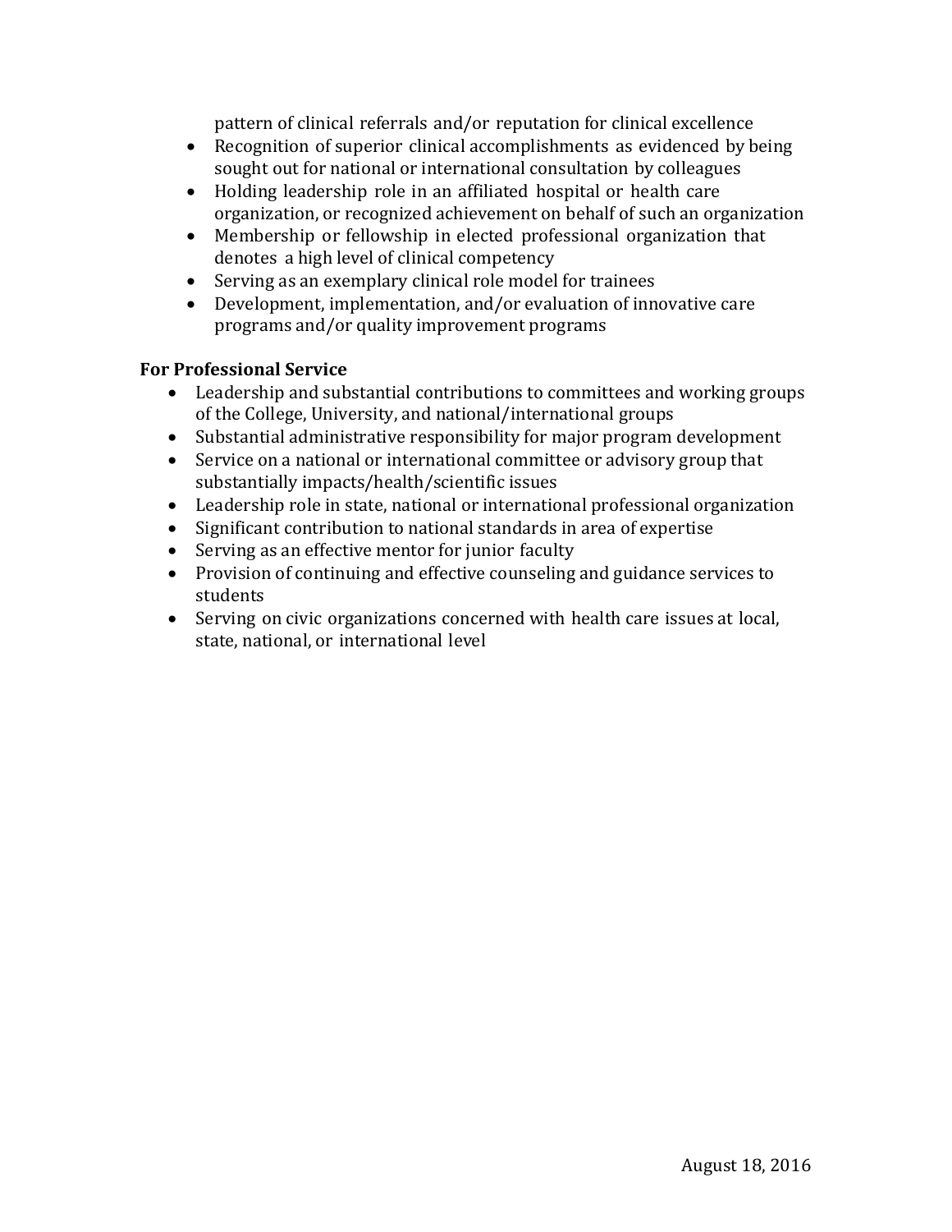pattern of clinical referrals and/or reputation for clinical excellence

- Recognition of superior clinical accomplishments as evidenced by being sought out for national or international consultation by colleagues
- Holding leadership role in an affiliated hospital or health care organization, or recognized achievement on behalf of such an organization
- Membership or fellowship in elected professional organization that denotes a high level of clinical competency
- Serving as an exemplary clinical role model for trainees
- Development, implementation, and/or evaluation of innovative care programs and/or quality improvement programs

**For Professional Service**

- Leadership and substantial contributions to committees and working groups of the College, University, and national/international groups
- Substantial administrative responsibility for major program development
- Service on a national or international committee or advisory group that substantially impacts/health/scientific issues
- Leadership role in state, national or international professional organization
- Significant contribution to national standards in area of expertise
- Serving as an effective mentor for junior faculty
- Provision of continuing and effective counseling and guidance services to students
- Serving on civic organizations concerned with health care issues at local, state, national, or international level

August 18, 2016